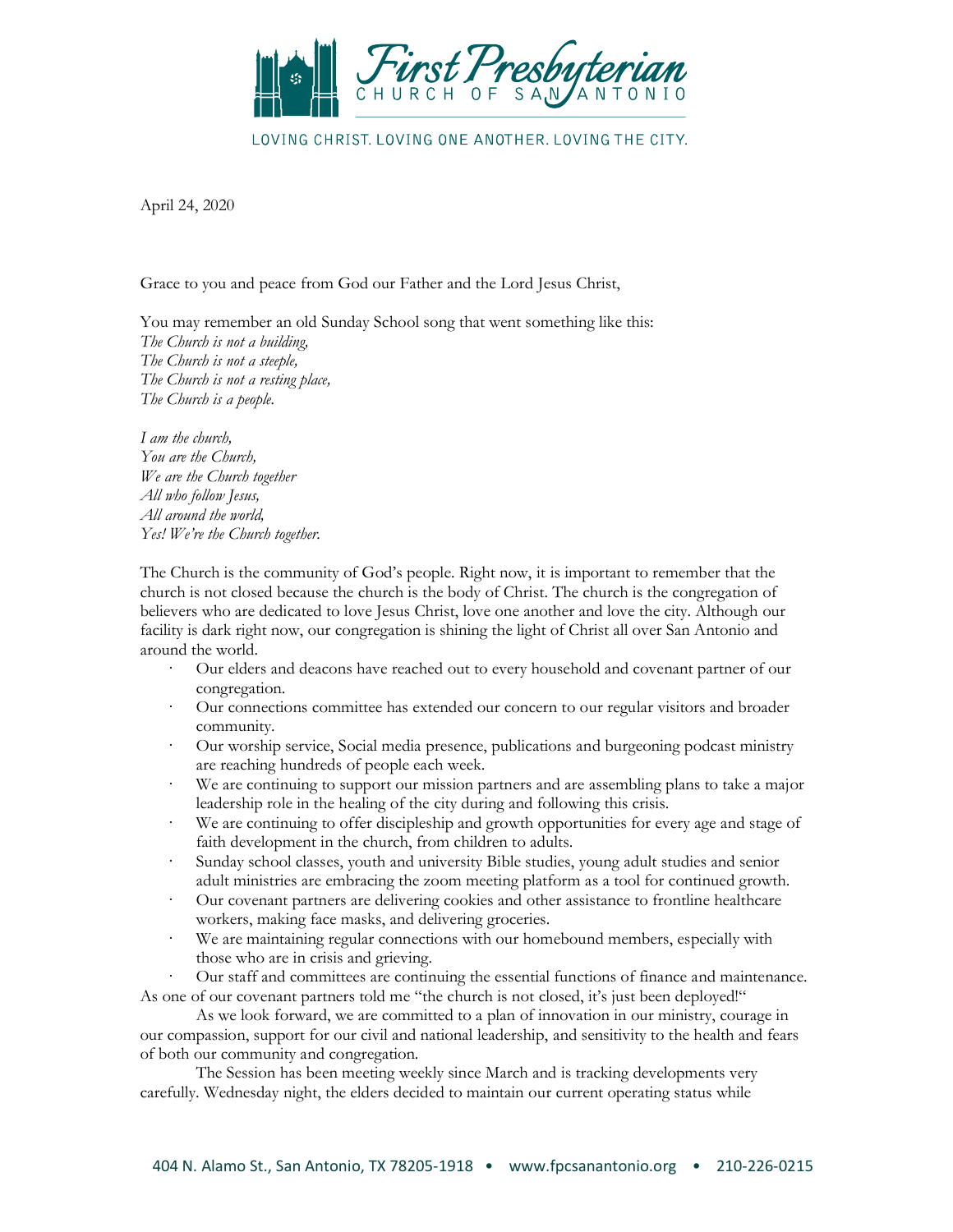# First Presbyterian Church of San Antonio

LOVING CHRIST. LOVING ONE ANOTHER. LOVING THE CITY.

April 24, 2020

Grace to you and peace from God our Father and the Lord Jesus Christ,

You may remember an old Sunday School song that went something like this:  
*The Church is not a building,*  
*The Church is not a steeple,*  
*The Church is not a resting place,*  
*The Church is a people.*

*I am the church,*  
*You are the Church,*  
*We are the Church together*  
*All who follow Jesus,*  
*All around the world,*  
*Yes! We're the Church together.*

The Church is the community of God's people. Right now, it is important to remember that the church is not closed because the church is the body of Christ. The church is the congregation of believers who are dedicated to love Jesus Christ, love one another and love the city. Although our facility is dark right now, our congregation is shining the light of Christ all over San Antonio and around the world.

- Our elders and deacons have reached out to every household and covenant partner of our congregation.
- Our connections committee has extended our concern to our regular visitors and broader community.
- Our worship service, Social media presence, publications and burgeoning podcast ministry are reaching hundreds of people each week.
- We are continuing to support our mission partners and are assembling plans to take a major leadership role in the healing of the city during and following this crisis.
- We are continuing to offer discipleship and growth opportunities for every age and stage of faith development in the church, from children to adults.
- Sunday school classes, youth and university Bible studies, young adult studies and senior adult ministries are embracing the zoom meeting platform as a tool for continued growth.
- Our covenant partners are delivering cookies and other assistance to frontline healthcare workers, making face masks, and delivering groceries.
- We are maintaining regular connections with our homebound members, especially with those who are in crisis and grieving.
- Our staff and committees are continuing the essential functions of finance and maintenance.

As one of our covenant partners told me "the church is not closed, it's just been deployed!"

As we look forward, we are committed to a plan of innovation in our ministry, courage in our compassion, support for our civil and national leadership, and sensitivity to the health and fears of both our community and congregation.

The Session has been meeting weekly since March and is tracking developments very carefully. Wednesday night, the elders decided to maintain our current operating status while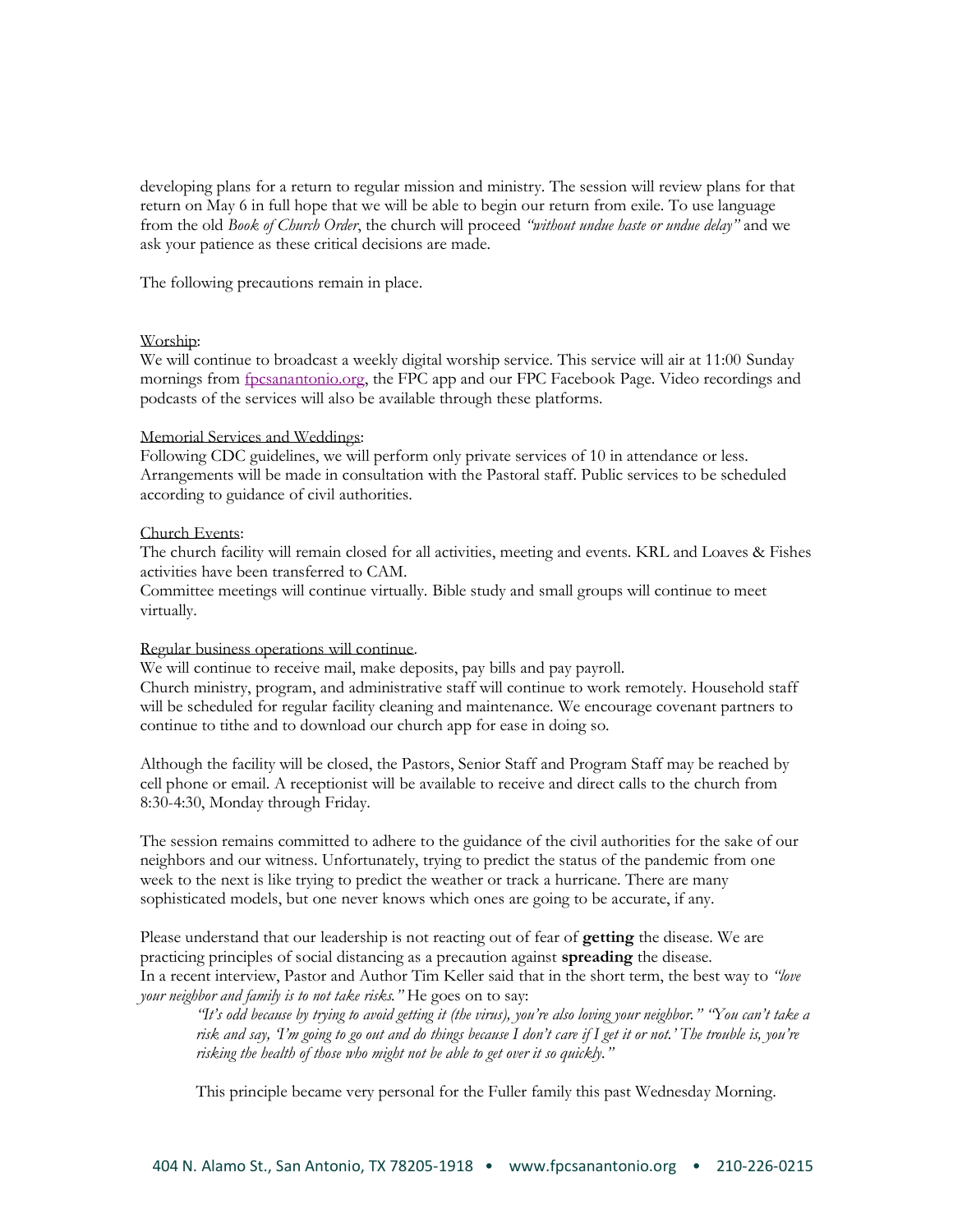developing plans for a return to regular mission and ministry. The session will review plans for that return on May 6 in full hope that we will be able to begin our return from exile. To use language from the old *Book of Church Order*, the church will proceed *"without undue haste or undue delay"* and we ask your patience as these critical decisions are made.

The following precautions remain in place.

Worship:
We will continue to broadcast a weekly digital worship service. This service will air at 11:00 Sunday mornings from fpcsanantonio.org, the FPC app and our FPC Facebook Page. Video recordings and podcasts of the services will also be available through these platforms.

Memorial Services and Weddings:
Following CDC guidelines, we will perform only private services of 10 in attendance or less. Arrangements will be made in consultation with the Pastoral staff. Public services to be scheduled according to guidance of civil authorities.

Church Events:
The church facility will remain closed for all activities, meeting and events. KRL and Loaves & Fishes activities have been transferred to CAM.
Committee meetings will continue virtually. Bible study and small groups will continue to meet virtually.

Regular business operations will continue.
We will continue to receive mail, make deposits, pay bills and pay payroll.
Church ministry, program, and administrative staff will continue to work remotely. Household staff will be scheduled for regular facility cleaning and maintenance. We encourage covenant partners to continue to tithe and to download our church app for ease in doing so.

Although the facility will be closed, the Pastors, Senior Staff and Program Staff may be reached by cell phone or email. A receptionist will be available to receive and direct calls to the church from 8:30-4:30, Monday through Friday.

The session remains committed to adhere to the guidance of the civil authorities for the sake of our neighbors and our witness. Unfortunately, trying to predict the status of the pandemic from one week to the next is like trying to predict the weather or track a hurricane. There are many sophisticated models, but one never knows which ones are going to be accurate, if any.

Please understand that our leadership is not reacting out of fear of **getting** the disease. We are practicing principles of social distancing as a precaution against **spreading** the disease.
In a recent interview, Pastor and Author Tim Keller said that in the short term, the best way to *"love your neighbor and family is to not take risks."* He goes on to say:

> *"It's odd because by trying to avoid getting it (the virus), you're also loving your neighbor." "You can't take a risk and say, 'I'm going to go out and do things because I don't care if I get it or not.' The trouble is, you're risking the health of those who might not be able to get over it so quickly."*

This principle became very personal for the Fuller family this past Wednesday Morning.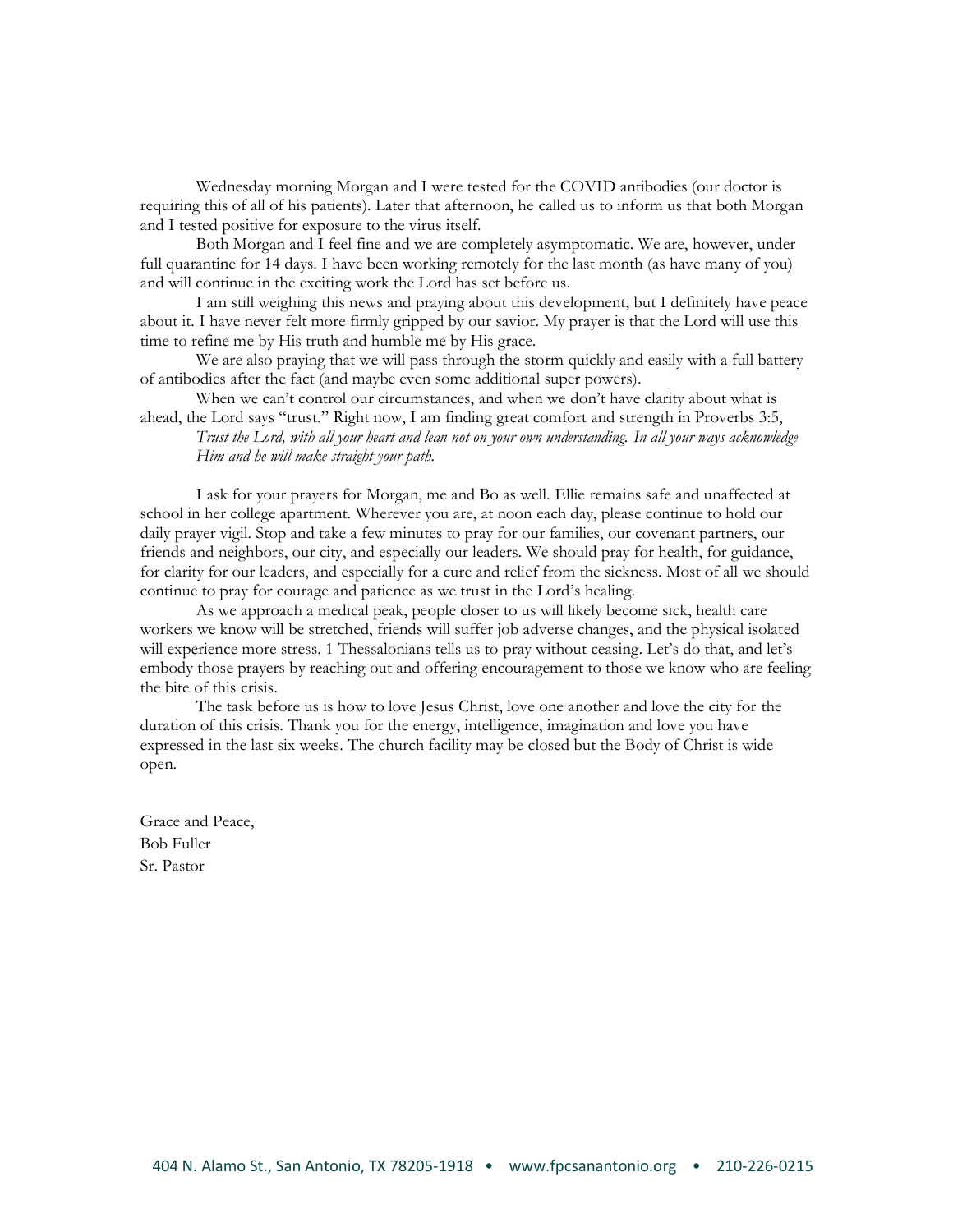Wednesday morning Morgan and I were tested for the COVID antibodies (our doctor is requiring this of all of his patients). Later that afternoon, he called us to inform us that both Morgan and I tested positive for exposure to the virus itself.

Both Morgan and I feel fine and we are completely asymptomatic. We are, however, under full quarantine for 14 days. I have been working remotely for the last month (as have many of you) and will continue in the exciting work the Lord has set before us.

I am still weighing this news and praying about this development, but I definitely have peace about it. I have never felt more firmly gripped by our savior. My prayer is that the Lord will use this time to refine me by His truth and humble me by His grace.

We are also praying that we will pass through the storm quickly and easily with a full battery of antibodies after the fact (and maybe even some additional super powers).

When we can't control our circumstances, and when we don't have clarity about what is ahead, the Lord says "trust." Right now, I am finding great comfort and strength in Proverbs 3:5,

> *Trust the Lord, with all your heart and lean not on your own understanding. In all your ways acknowledge Him and he will make straight your path.*

I ask for your prayers for Morgan, me and Bo as well. Ellie remains safe and unaffected at school in her college apartment. Wherever you are, at noon each day, please continue to hold our daily prayer vigil. Stop and take a few minutes to pray for our families, our covenant partners, our friends and neighbors, our city, and especially our leaders. We should pray for health, for guidance, for clarity for our leaders, and especially for a cure and relief from the sickness. Most of all we should continue to pray for courage and patience as we trust in the Lord's healing.

As we approach a medical peak, people closer to us will likely become sick, health care workers we know will be stretched, friends will suffer job adverse changes, and the physical isolated will experience more stress. 1 Thessalonians tells us to pray without ceasing. Let's do that, and let's embody those prayers by reaching out and offering encouragement to those we know who are feeling the bite of this crisis.

The task before us is how to love Jesus Christ, love one another and love the city for the duration of this crisis. Thank you for the energy, intelligence, imagination and love you have expressed in the last six weeks. The church facility may be closed but the Body of Christ is wide open.

Grace and Peace,  
Bob Fuller  
Sr. Pastor

404 N. Alamo St., San Antonio, TX 78205-1918 • www.fpcsanantonio.org • 210-226-0215